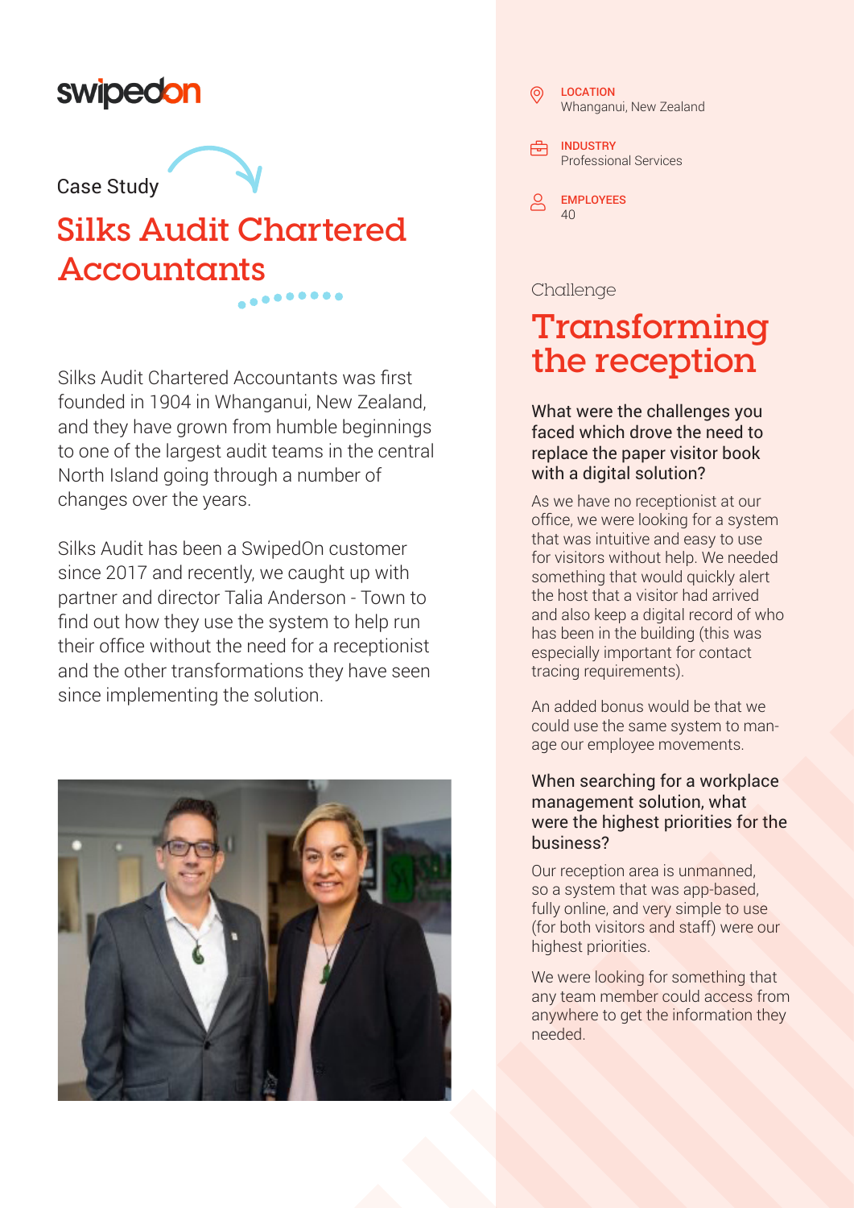swipedon

Case Study

# Silks Audit Chartered Accountants

Silks Audit Chartered Accountants was first founded in 1904 in Whanganui, New Zealand, and they have grown from humble beginnings to one of the largest audit teams in the central North Island going through a number of changes over the years.

Silks Audit has been a SwipedOn customer since 2017 and recently, we caught up with partner and director Talia Anderson - Town to find out how they use the system to help run their office without the need for a receptionist and the other transformations they have seen since implementing the solution.

**LOCATION**
Whanganui, New Zealand

**INDUSTRY**
Professional Services

**EMPLOYEES**
40

Challenge

## Transforming the reception

### What were the challenges you faced which drove the need to replace the paper visitor book with a digital solution?

As we have no receptionist at our office, we were looking for a system that was intuitive and easy to use for visitors without help. We needed something that would quickly alert the host that a visitor had arrived and also keep a digital record of who has been in the building (this was especially important for contact tracing requirements).

An added bonus would be that we could use the same system to manage our employee movements.

### When searching for a workplace management solution, what were the highest priorities for the business?

Our reception area is unmanned, so a system that was app-based, fully online, and very simple to use (for both visitors and staff) were our highest priorities.

We were looking for something that any team member could access from anywhere to get the information they needed.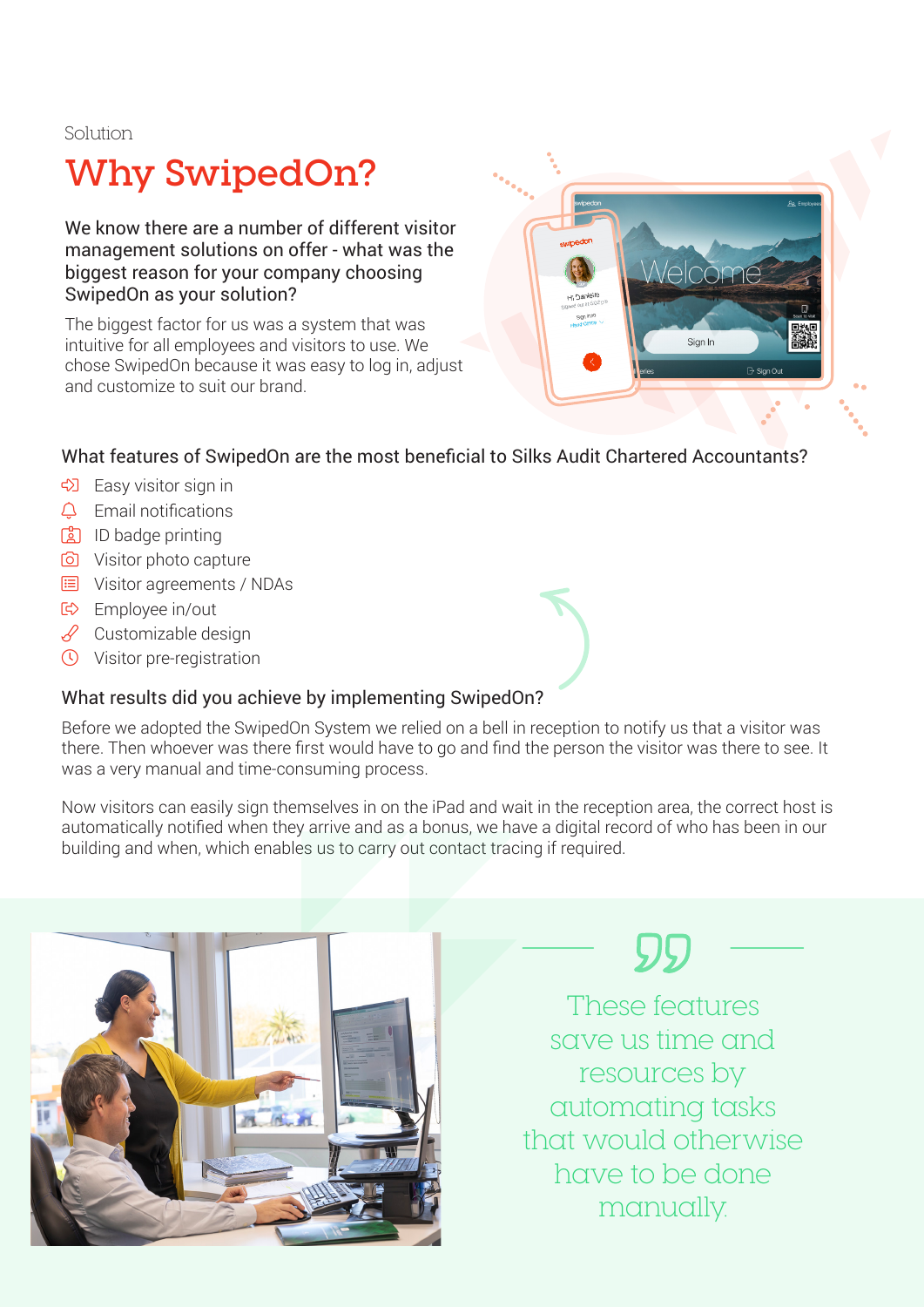Solution

# Why SwipedOn?

We know there are a number of different visitor management solutions on offer - what was the biggest reason for your company choosing SwipedOn as your solution?

The biggest factor for us was a system that was intuitive for all employees and visitors to use. We chose SwipedOn because it was easy to log in, adjust and customize to suit our brand.

### What features of SwipedOn are the most beneficial to Silks Audit Chartered Accountants?

- Easy visitor sign in
- Email notifications
- ID badge printing
- Visitor photo capture
- Visitor agreements / NDAs
- Employee in/out
- Customizable design
- Visitor pre-registration

### What results did you achieve by implementing SwipedOn?

Before we adopted the SwipedOn System we relied on a bell in reception to notify us that a visitor was there. Then whoever was there first would have to go and find the person the visitor was there to see. It was a very manual and time-consuming process.

Now visitors can easily sign themselves in on the iPad and wait in the reception area, the correct host is automatically notified when they arrive and as a bonus, we have a digital record of who has been in our building and when, which enables us to carry out contact tracing if required.

> These features save us time and resources by automating tasks that would otherwise have to be done manually.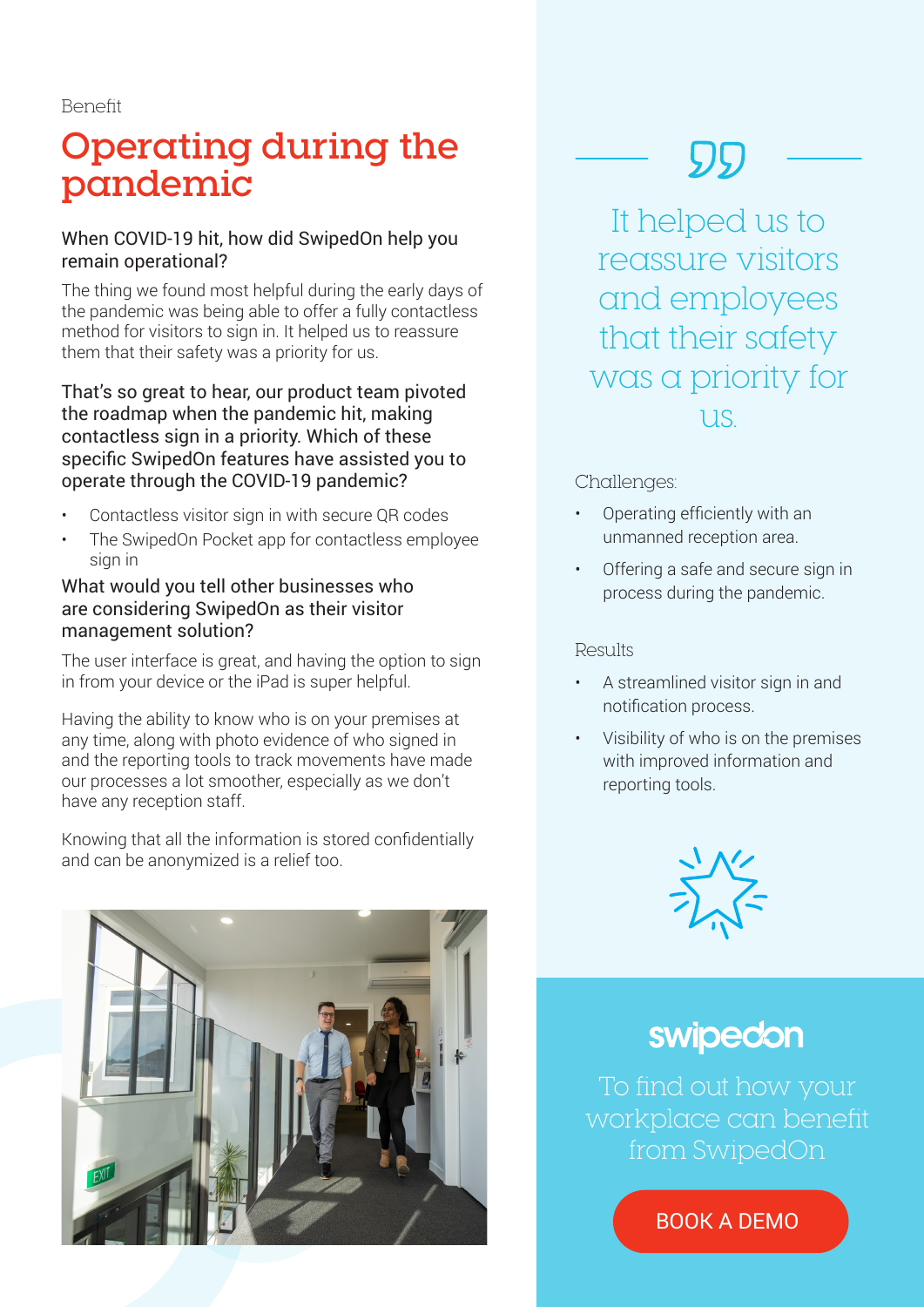Benefit

# Operating during the pandemic

### When COVID-19 hit, how did SwipedOn help you remain operational?

The thing we found most helpful during the early days of the pandemic was being able to offer a fully contactless method for visitors to sign in. It helped us to reassure them that their safety was a priority for us.

### That's so great to hear, our product team pivoted the roadmap when the pandemic hit, making contactless sign in a priority. Which of these specific SwipedOn features have assisted you to operate through the COVID-19 pandemic?

- Contactless visitor sign in with secure QR codes
- The SwipedOn Pocket app for contactless employee sign in

### What would you tell other businesses who are considering SwipedOn as their visitor management solution?

The user interface is great, and having the option to sign in from your device or the iPad is super helpful.

Having the ability to know who is on your premises at any time, along with photo evidence of who signed in and the reporting tools to track movements have made our processes a lot smoother, especially as we don't have any reception staff.

Knowing that all the information is stored confidentially and can be anonymized is a relief too.

> It helped us to reassure visitors and employees that their safety was a priority for us.

Challenges:

- Operating efficiently with an unmanned reception area.
- Offering a safe and secure sign in process during the pandemic.

Results

- A streamlined visitor sign in and notification process.
- Visibility of who is on the premises with improved information and reporting tools.

swipedon

To find out how your workplace can benefit from SwipedOn

BOOK A DEMO